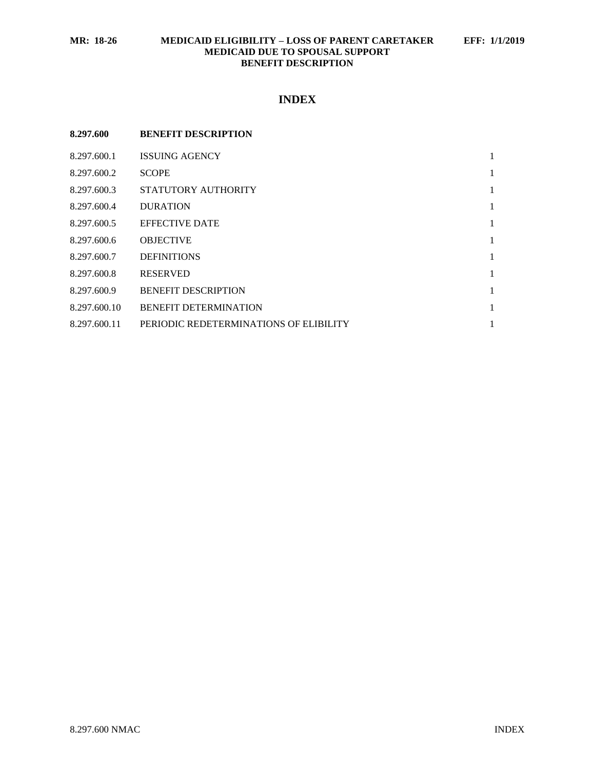# INDEX

**8.297.600 BENEFIT DESCRIPTION**

| | | |
|---|---|---|
| 8.297.600.1 | ISSUING AGENCY | 1 |
| 8.297.600.2 | SCOPE | 1 |
| 8.297.600.3 | STATUTORY AUTHORITY | 1 |
| 8.297.600.4 | DURATION | 1 |
| 8.297.600.5 | EFFECTIVE DATE | 1 |
| 8.297.600.6 | OBJECTIVE | 1 |
| 8.297.600.7 | DEFINITIONS | 1 |
| 8.297.600.8 | RESERVED | 1 |
| 8.297.600.9 | BENEFIT DESCRIPTION | 1 |
| 8.297.600.10 | BENEFIT DETERMINATION | 1 |
| 8.297.600.11 | PERIODIC REDETERMINATIONS OF ELIBILITY | 1 |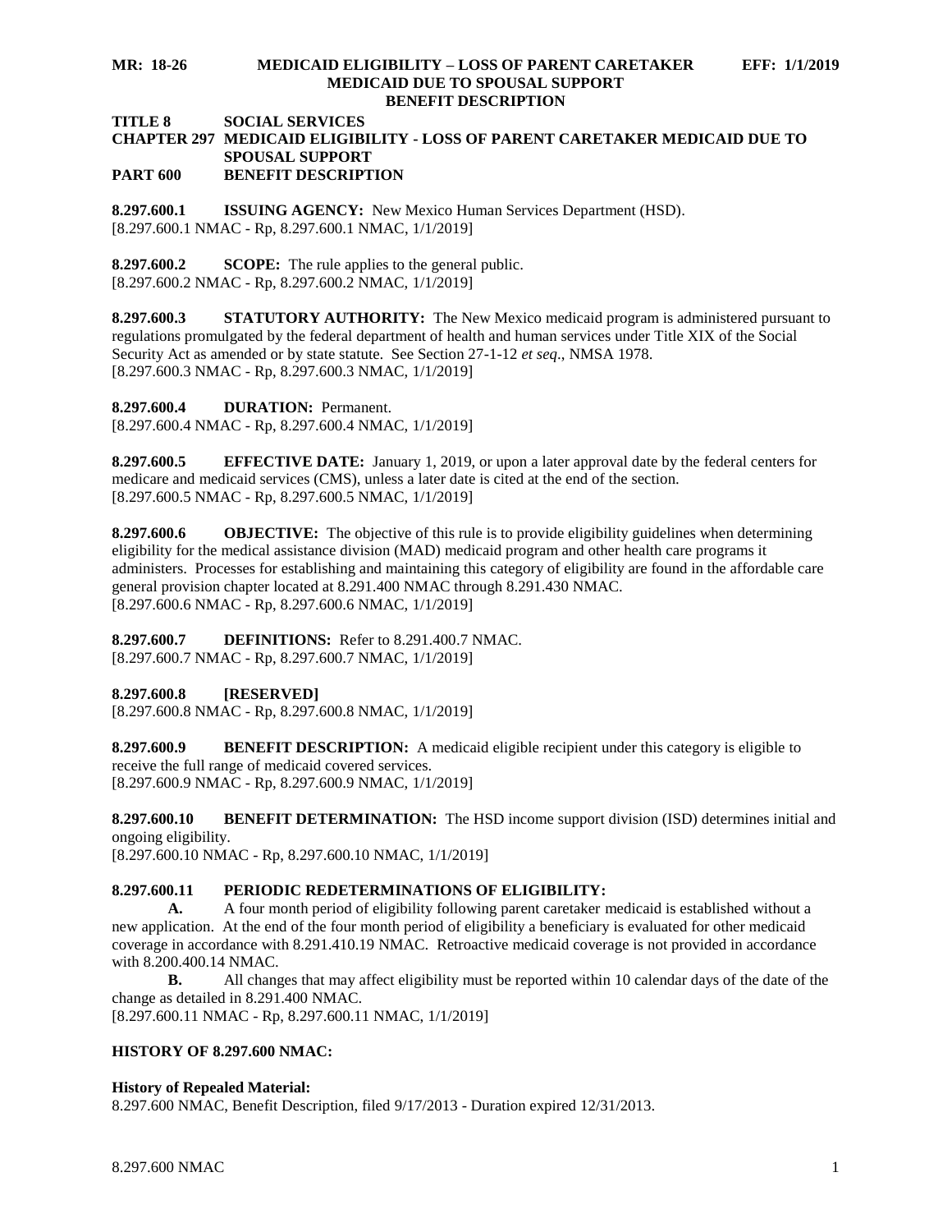**MR: 18-26 MEDICAID ELIGIBILITY – LOSS OF PARENT CARETAKER MEDICAID DUE TO SPOUSAL SUPPORT BENEFIT DESCRIPTION EFF: 1/1/2019**

**TITLE 8 SOCIAL SERVICES**
**CHAPTER 297 MEDICAID ELIGIBILITY - LOSS OF PARENT CARETAKER MEDICAID DUE TO SPOUSAL SUPPORT**
**PART 600 BENEFIT DESCRIPTION**

**8.297.600.1 ISSUING AGENCY:** New Mexico Human Services Department (HSD).
[8.297.600.1 NMAC - Rp, 8.297.600.1 NMAC, 1/1/2019]

**8.297.600.2 SCOPE:** The rule applies to the general public.
[8.297.600.2 NMAC - Rp, 8.297.600.2 NMAC, 1/1/2019]

**8.297.600.3 STATUTORY AUTHORITY:** The New Mexico medicaid program is administered pursuant to regulations promulgated by the federal department of health and human services under Title XIX of the Social Security Act as amended or by state statute. See Section 27-1-12 *et seq*., NMSA 1978.
[8.297.600.3 NMAC - Rp, 8.297.600.3 NMAC, 1/1/2019]

**8.297.600.4 DURATION:** Permanent.
[8.297.600.4 NMAC - Rp, 8.297.600.4 NMAC, 1/1/2019]

**8.297.600.5 EFFECTIVE DATE:** January 1, 2019, or upon a later approval date by the federal centers for medicare and medicaid services (CMS), unless a later date is cited at the end of the section.
[8.297.600.5 NMAC - Rp, 8.297.600.5 NMAC, 1/1/2019]

**8.297.600.6 OBJECTIVE:** The objective of this rule is to provide eligibility guidelines when determining eligibility for the medical assistance division (MAD) medicaid program and other health care programs it administers. Processes for establishing and maintaining this category of eligibility are found in the affordable care general provision chapter located at 8.291.400 NMAC through 8.291.430 NMAC.
[8.297.600.6 NMAC - Rp, 8.297.600.6 NMAC, 1/1/2019]

**8.297.600.7 DEFINITIONS:** Refer to 8.291.400.7 NMAC.
[8.297.600.7 NMAC - Rp, 8.297.600.7 NMAC, 1/1/2019]

**8.297.600.8 [RESERVED]**
[8.297.600.8 NMAC - Rp, 8.297.600.8 NMAC, 1/1/2019]

**8.297.600.9 BENEFIT DESCRIPTION:** A medicaid eligible recipient under this category is eligible to receive the full range of medicaid covered services.
[8.297.600.9 NMAC - Rp, 8.297.600.9 NMAC, 1/1/2019]

**8.297.600.10 BENEFIT DETERMINATION:** The HSD income support division (ISD) determines initial and ongoing eligibility.
[8.297.600.10 NMAC - Rp, 8.297.600.10 NMAC, 1/1/2019]

**8.297.600.11 PERIODIC REDETERMINATIONS OF ELIGIBILITY:**

**A.** A four month period of eligibility following parent caretaker medicaid is established without a new application. At the end of the four month period of eligibility a beneficiary is evaluated for other medicaid coverage in accordance with 8.291.410.19 NMAC. Retroactive medicaid coverage is not provided in accordance with 8.200.400.14 NMAC.

**B.** All changes that may affect eligibility must be reported within 10 calendar days of the date of the change as detailed in 8.291.400 NMAC.
[8.297.600.11 NMAC - Rp, 8.297.600.11 NMAC, 1/1/2019]

**HISTORY OF 8.297.600 NMAC:**

**History of Repealed Material:**
8.297.600 NMAC, Benefit Description, filed 9/17/2013 - Duration expired 12/31/2013.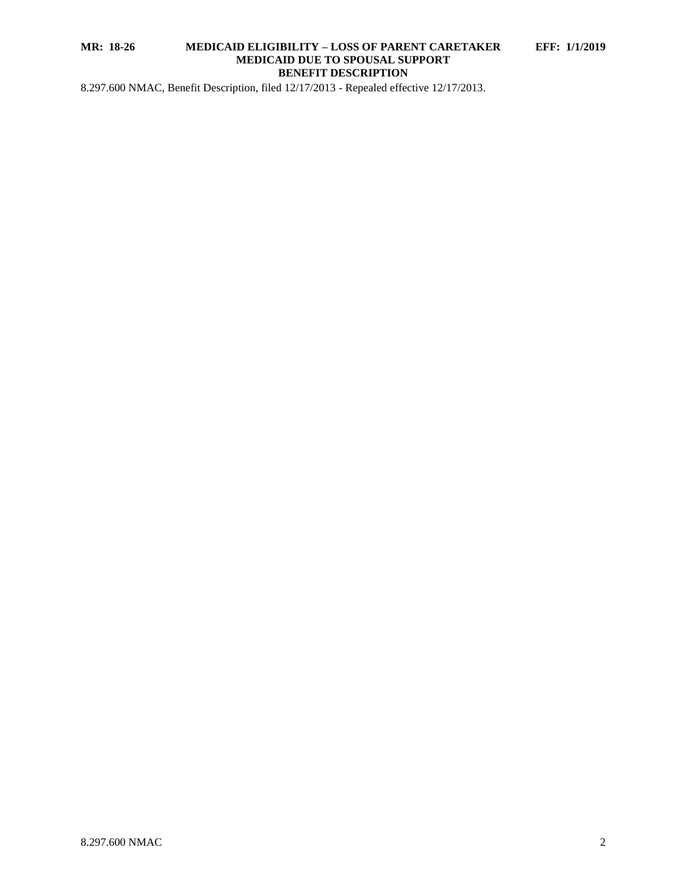8.297.600 NMAC, Benefit Description, filed 12/17/2013 - Repealed effective 12/17/2013.